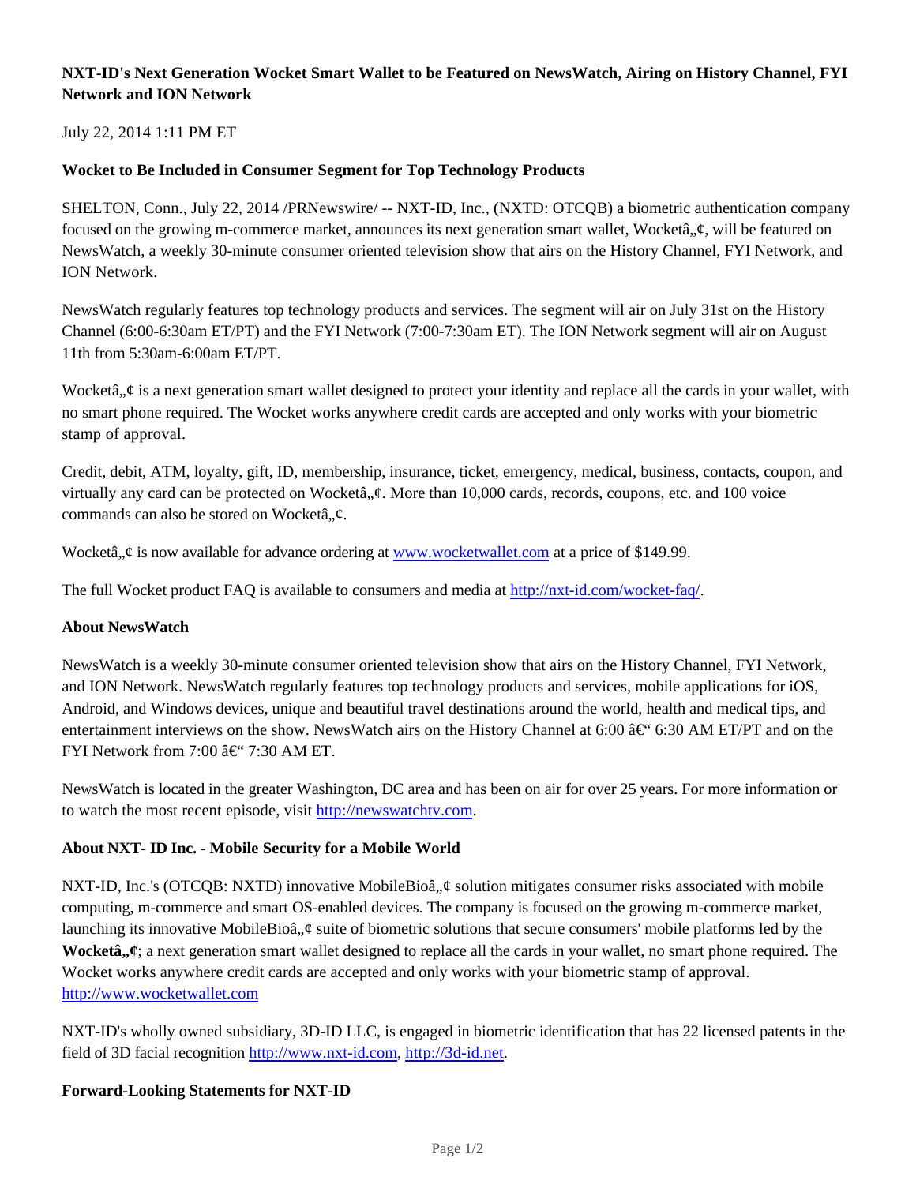**NXT-ID's Next Generation Wocket Smart Wallet to be Featured on NewsWatch, Airing on History Channel, FYI Network and ION Network**

July 22, 2014 1:11 PM ET

**Wocket to Be Included in Consumer Segment for Top Technology Products**

SHELTON, Conn., July 22, 2014 /PRNewswire/ -- NXT-ID, Inc., (NXTD: OTCQB) a biometric authentication company focused on the growing m-commerce market, announces its next generation smart wallet, Wocketâ„¢, will be featured on NewsWatch, a weekly 30-minute consumer oriented television show that airs on the History Channel, FYI Network, and ION Network.

NewsWatch regularly features top technology products and services. The segment will air on July 31st on the History Channel (6:00-6:30am ET/PT) and the FYI Network (7:00-7:30am ET). The ION Network segment will air on August 11th from 5:30am-6:00am ET/PT.

Wocketâ„¢ is a next generation smart wallet designed to protect your identity and replace all the cards in your wallet, with no smart phone required. The Wocket works anywhere credit cards are accepted and only works with your biometric stamp of approval.

Credit, debit, ATM, loyalty, gift, ID, membership, insurance, ticket, emergency, medical, business, contacts, coupon, and virtually any card can be protected on Wocketâ„¢. More than 10,000 cards, records, coupons, etc. and 100 voice commands can also be stored on Wocketâ„¢.

Wocketâ„¢ is now available for advance ordering at [www.wocketwallet.com](http://www.wocketwallet.com) at a price of $149.99.

The full Wocket product FAQ is available to consumers and media at [http://nxt-id.com/wocket-faq/](http://nxt-id.com/wocket-faq/).

**About NewsWatch**

NewsWatch is a weekly 30-minute consumer oriented television show that airs on the History Channel, FYI Network, and ION Network. NewsWatch regularly features top technology products and services, mobile applications for iOS, Android, and Windows devices, unique and beautiful travel destinations around the world, health and medical tips, and entertainment interviews on the show. NewsWatch airs on the History Channel at 6:00 â€“ 6:30 AM ET/PT and on the FYI Network from 7:00 â€“ 7:30 AM ET.

NewsWatch is located in the greater Washington, DC area and has been on air for over 25 years. For more information or to watch the most recent episode, visit [http://newswatchtv.com](http://newswatchtv.com).

**About NXT- ID Inc. - Mobile Security for a Mobile World**

NXT-ID, Inc.'s (OTCQB: NXTD) innovative MobileBioâ„¢ solution mitigates consumer risks associated with mobile computing, m-commerce and smart OS-enabled devices. The company is focused on the growing m-commerce market, launching its innovative MobileBioâ„¢ suite of biometric solutions that secure consumers' mobile platforms led by the **Wocketâ„¢**; a next generation smart wallet designed to replace all the cards in your wallet, no smart phone required. The Wocket works anywhere credit cards are accepted and only works with your biometric stamp of approval. [http://www.wocketwallet.com](http://www.wocketwallet.com)

NXT-ID's wholly owned subsidiary, 3D-ID LLC, is engaged in biometric identification that has 22 licensed patents in the field of 3D facial recognition [http://www.nxt-id.com](http://www.nxt-id.com), [http://3d-id.net](http://3d-id.net).

**Forward-Looking Statements for NXT-ID**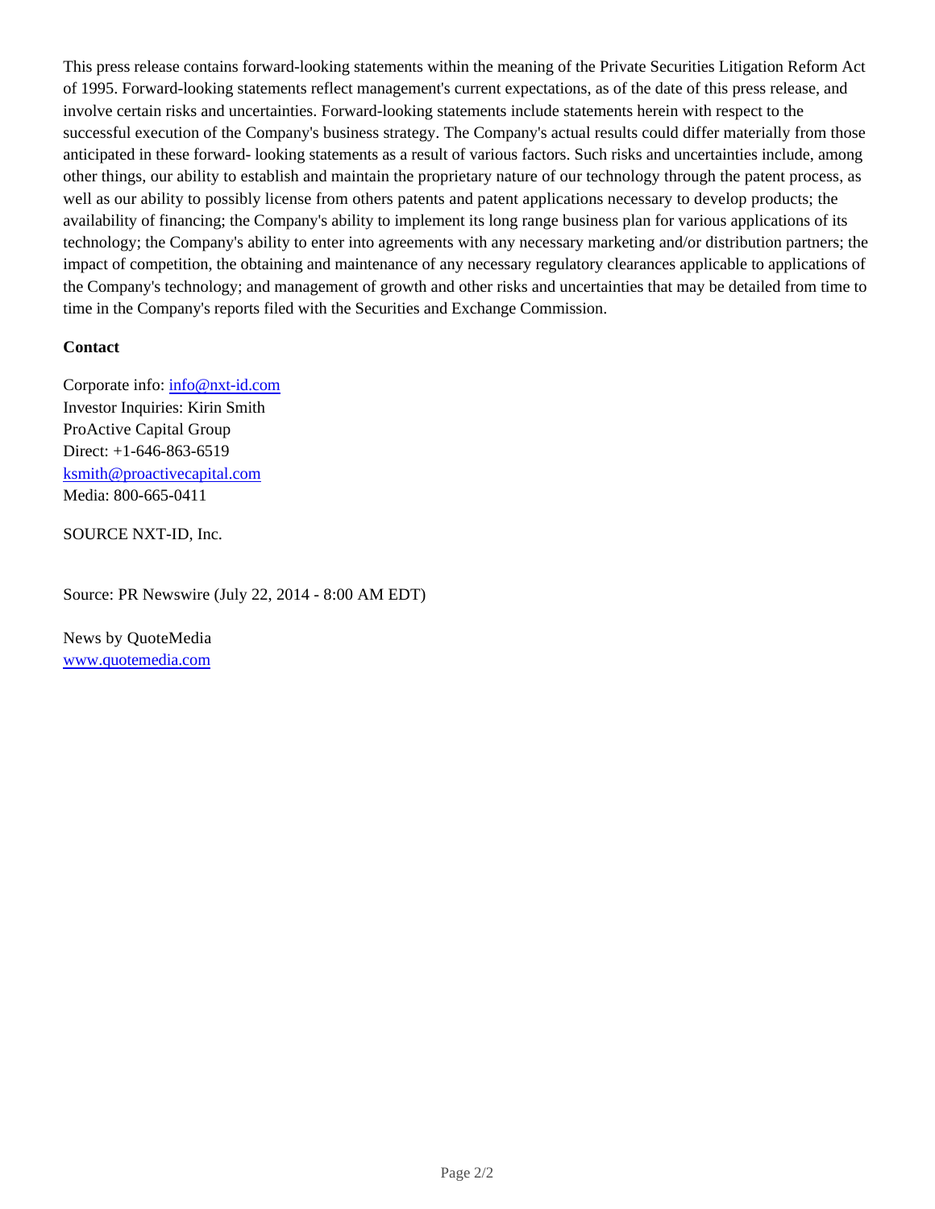This press release contains forward-looking statements within the meaning of the Private Securities Litigation Reform Act of 1995. Forward-looking statements reflect management's current expectations, as of the date of this press release, and involve certain risks and uncertainties. Forward-looking statements include statements herein with respect to the successful execution of the Company's business strategy. The Company's actual results could differ materially from those anticipated in these forward- looking statements as a result of various factors. Such risks and uncertainties include, among other things, our ability to establish and maintain the proprietary nature of our technology through the patent process, as well as our ability to possibly license from others patents and patent applications necessary to develop products; the availability of financing; the Company's ability to implement its long range business plan for various applications of its technology; the Company's ability to enter into agreements with any necessary marketing and/or distribution partners; the impact of competition, the obtaining and maintenance of any necessary regulatory clearances applicable to applications of the Company's technology; and management of growth and other risks and uncertainties that may be detailed from time to time in the Company's reports filed with the Securities and Exchange Commission.

**Contact**

Corporate info: info@nxt-id.com
Investor Inquiries: Kirin Smith
ProActive Capital Group
Direct: +1-646-863-6519
ksmith@proactivecapital.com
Media: 800-665-0411

SOURCE NXT-ID, Inc.

Source: PR Newswire (July 22, 2014 - 8:00 AM EDT)

News by QuoteMedia
www.quotemedia.com